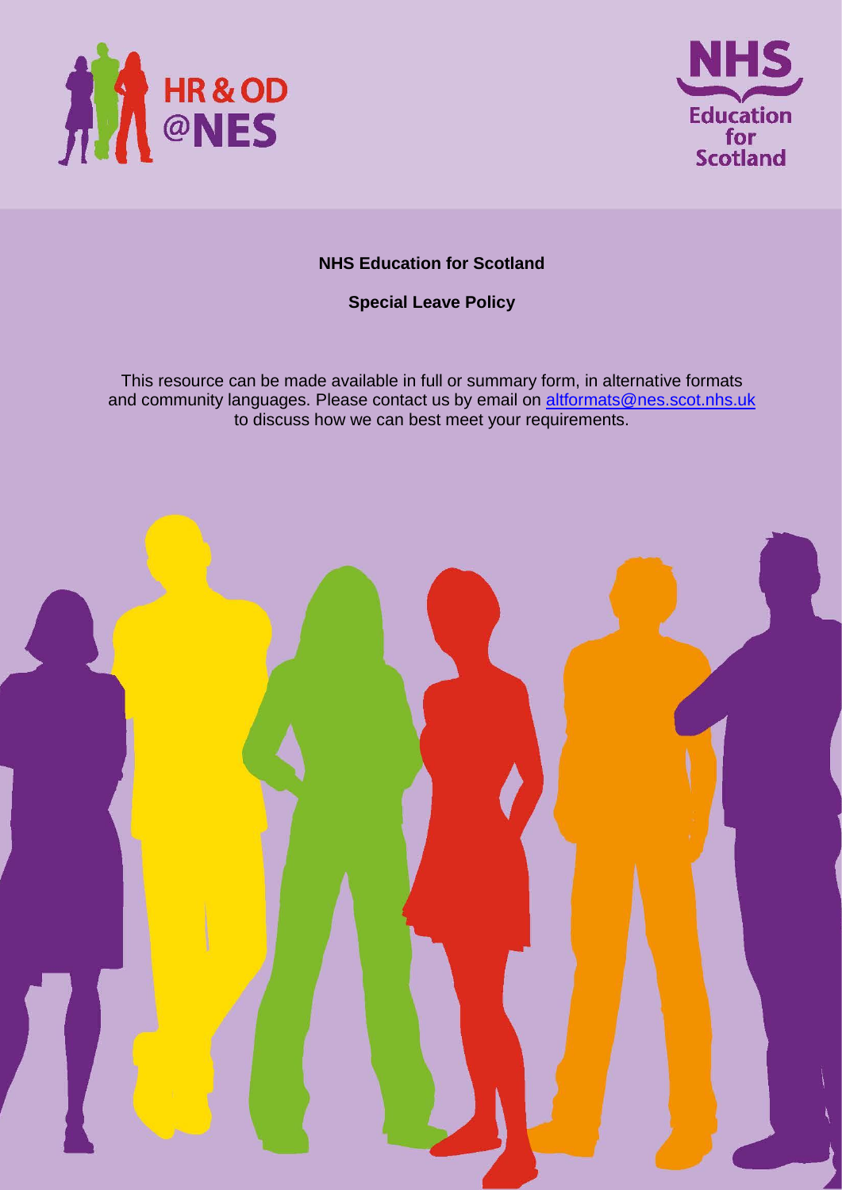**NHS Education for Scotland**

**Special Leave Policy**

This resource can be made available in full or summary form, in alternative formats and community languages. Please contact us by email on altformats@nes.scot.nhs.uk to discuss how we can best meet your requirements.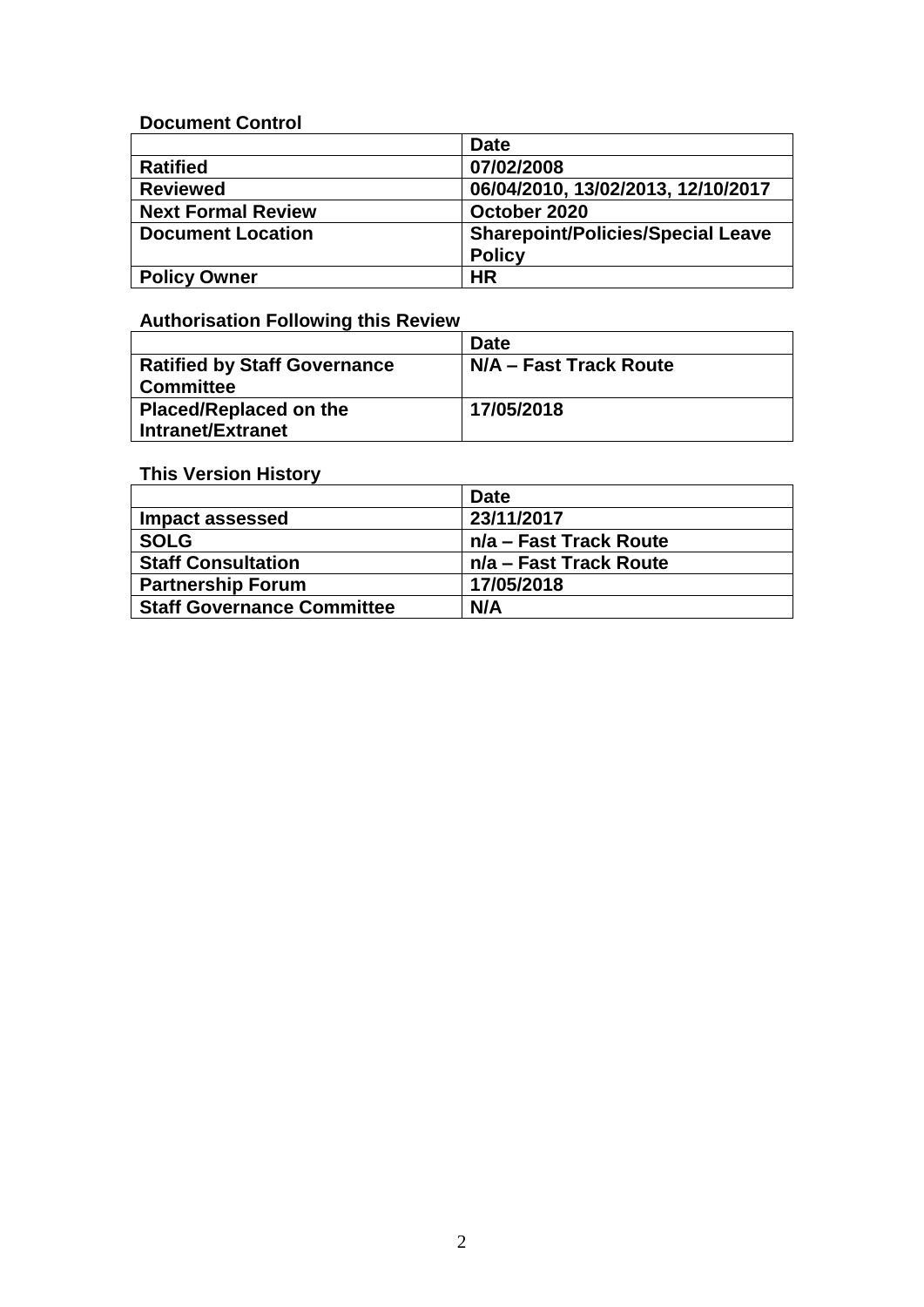**Document Control**

| | Date |
|---|---|
| **Ratified** | **07/02/2008** |
| **Reviewed** | **06/04/2010, 13/02/2013, 12/10/2017** |
| **Next Formal Review** | **October 2020** |
| **Document Location** | **Sharepoint/Policies/Special Leave Policy** |
| **Policy Owner** | **HR** |

**Authorisation Following this Review**

| | Date |
|---|---|
| **Ratified by Staff Governance Committee** | **N/A – Fast Track Route** |
| **Placed/Replaced on the Intranet/Extranet** | **17/05/2018** |

**This Version History**

| | Date |
|---|---|
| **Impact assessed** | **23/11/2017** |
| **SOLG** | **n/a – Fast Track Route** |
| **Staff Consultation** | **n/a – Fast Track Route** |
| **Partnership Forum** | **17/05/2018** |
| **Staff Governance Committee** | **N/A** |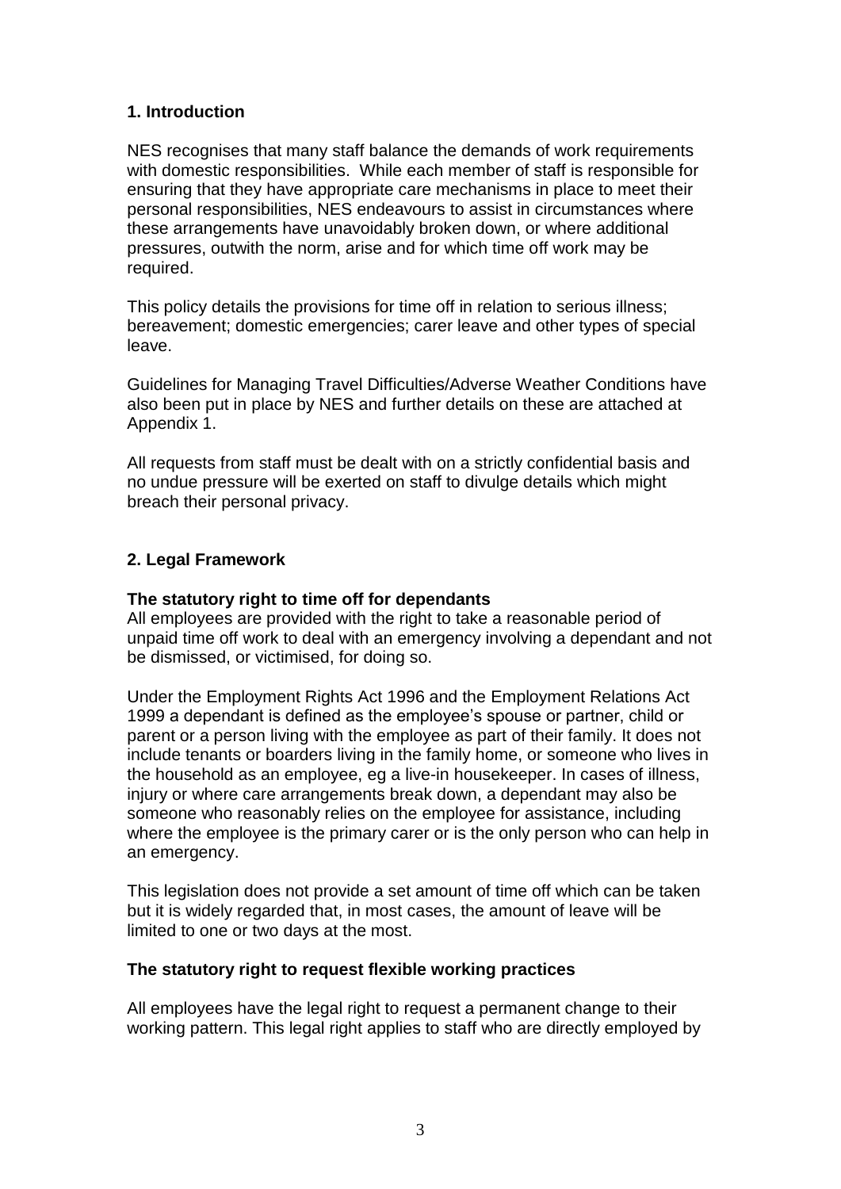## 1. Introduction

NES recognises that many staff balance the demands of work requirements with domestic responsibilities. While each member of staff is responsible for ensuring that they have appropriate care mechanisms in place to meet their personal responsibilities, NES endeavours to assist in circumstances where these arrangements have unavoidably broken down, or where additional pressures, outwith the norm, arise and for which time off work may be required.

This policy details the provisions for time off in relation to serious illness; bereavement; domestic emergencies; carer leave and other types of special leave.

Guidelines for Managing Travel Difficulties/Adverse Weather Conditions have also been put in place by NES and further details on these are attached at Appendix 1.

All requests from staff must be dealt with on a strictly confidential basis and no undue pressure will be exerted on staff to divulge details which might breach their personal privacy.

## 2. Legal Framework

### The statutory right to time off for dependants

All employees are provided with the right to take a reasonable period of unpaid time off work to deal with an emergency involving a dependant and not be dismissed, or victimised, for doing so.

Under the Employment Rights Act 1996 and the Employment Relations Act 1999 a dependant is defined as the employee's spouse or partner, child or parent or a person living with the employee as part of their family. It does not include tenants or boarders living in the family home, or someone who lives in the household as an employee, eg a live-in housekeeper. In cases of illness, injury or where care arrangements break down, a dependant may also be someone who reasonably relies on the employee for assistance, including where the employee is the primary carer or is the only person who can help in an emergency.

This legislation does not provide a set amount of time off which can be taken but it is widely regarded that, in most cases, the amount of leave will be limited to one or two days at the most.

### The statutory right to request flexible working practices

All employees have the legal right to request a permanent change to their working pattern. This legal right applies to staff who are directly employed by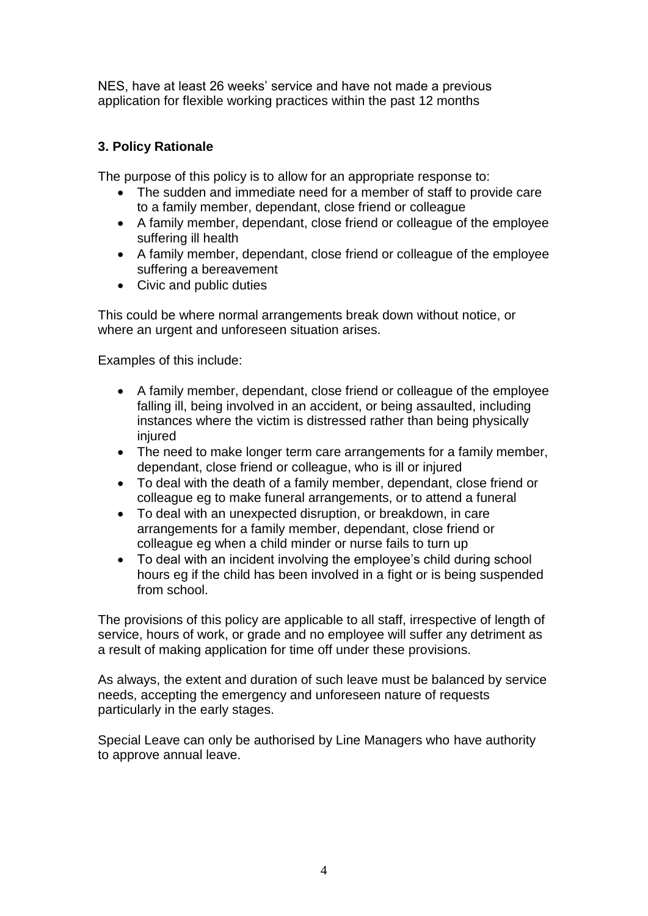NES, have at least 26 weeks' service and have not made a previous application for flexible working practices within the past 12 months

### 3. Policy Rationale

The purpose of this policy is to allow for an appropriate response to:

- The sudden and immediate need for a member of staff to provide care to a family member, dependant, close friend or colleague
- A family member, dependant, close friend or colleague of the employee suffering ill health
- A family member, dependant, close friend or colleague of the employee suffering a bereavement
- Civic and public duties

This could be where normal arrangements break down without notice, or where an urgent and unforeseen situation arises.

Examples of this include:

- A family member, dependant, close friend or colleague of the employee falling ill, being involved in an accident, or being assaulted, including instances where the victim is distressed rather than being physically injured
- The need to make longer term care arrangements for a family member, dependant, close friend or colleague, who is ill or injured
- To deal with the death of a family member, dependant, close friend or colleague eg to make funeral arrangements, or to attend a funeral
- To deal with an unexpected disruption, or breakdown, in care arrangements for a family member, dependant, close friend or colleague eg when a child minder or nurse fails to turn up
- To deal with an incident involving the employee's child during school hours eg if the child has been involved in a fight or is being suspended from school.

The provisions of this policy are applicable to all staff, irrespective of length of service, hours of work, or grade and no employee will suffer any detriment as a result of making application for time off under these provisions.

As always, the extent and duration of such leave must be balanced by service needs, accepting the emergency and unforeseen nature of requests particularly in the early stages.

Special Leave can only be authorised by Line Managers who have authority to approve annual leave.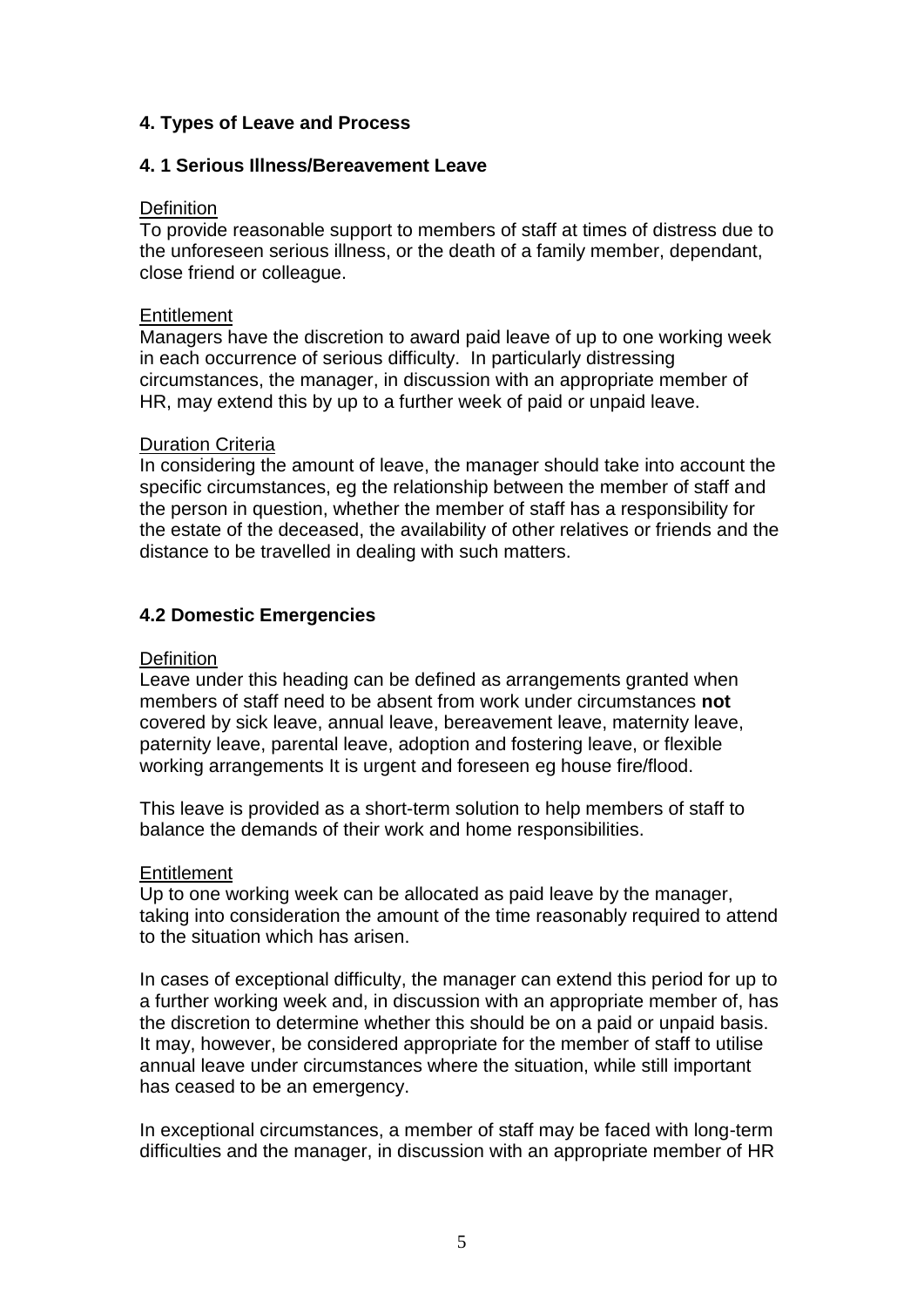## 4. Types of Leave and Process

### 4. 1 Serious Illness/Bereavement Leave

Definition

To provide reasonable support to members of staff at times of distress due to the unforeseen serious illness, or the death of a family member, dependant, close friend or colleague.

Entitlement

Managers have the discretion to award paid leave of up to one working week in each occurrence of serious difficulty. In particularly distressing circumstances, the manager, in discussion with an appropriate member of HR, may extend this by up to a further week of paid or unpaid leave.

Duration Criteria

In considering the amount of leave, the manager should take into account the specific circumstances, eg the relationship between the member of staff and the person in question, whether the member of staff has a responsibility for the estate of the deceased, the availability of other relatives or friends and the distance to be travelled in dealing with such matters.

### 4.2 Domestic Emergencies

Definition

Leave under this heading can be defined as arrangements granted when members of staff need to be absent from work under circumstances **not** covered by sick leave, annual leave, bereavement leave, maternity leave, paternity leave, parental leave, adoption and fostering leave, or flexible working arrangements It is urgent and foreseen eg house fire/flood.

This leave is provided as a short-term solution to help members of staff to balance the demands of their work and home responsibilities.

Entitlement

Up to one working week can be allocated as paid leave by the manager, taking into consideration the amount of the time reasonably required to attend to the situation which has arisen.

In cases of exceptional difficulty, the manager can extend this period for up to a further working week and, in discussion with an appropriate member of, has the discretion to determine whether this should be on a paid or unpaid basis. It may, however, be considered appropriate for the member of staff to utilise annual leave under circumstances where the situation, while still important has ceased to be an emergency.

In exceptional circumstances, a member of staff may be faced with long-term difficulties and the manager, in discussion with an appropriate member of HR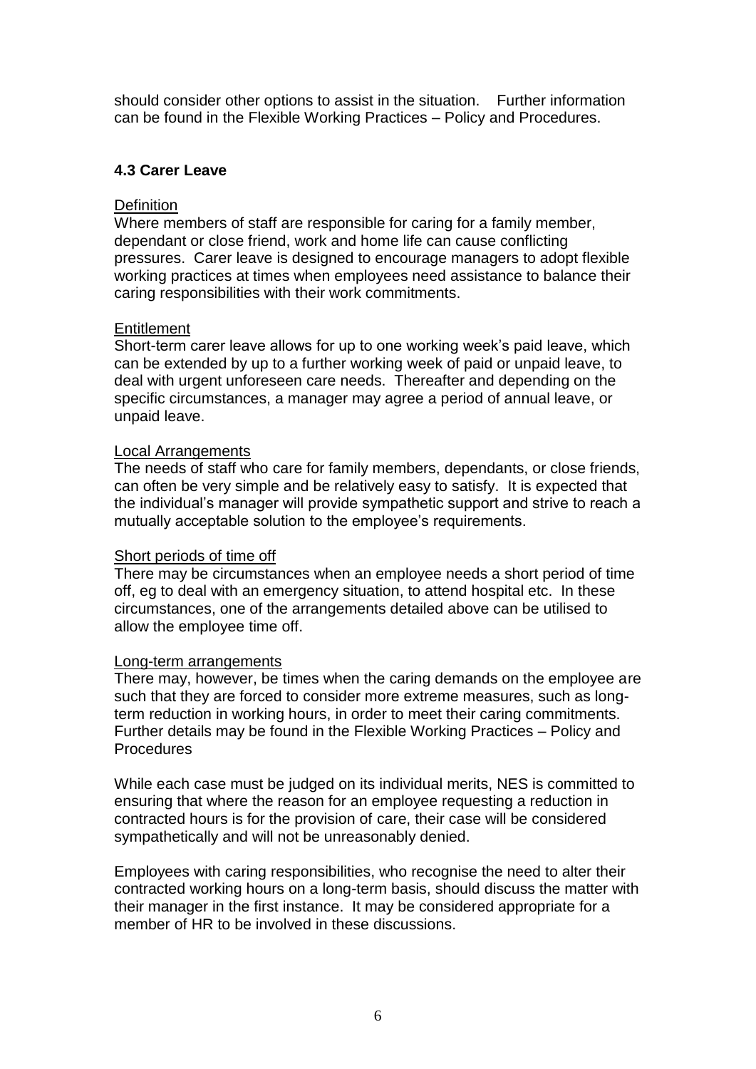should consider other options to assist in the situation. Further information can be found in the Flexible Working Practices – Policy and Procedures.

### 4.3 Carer Leave

Definition

Where members of staff are responsible for caring for a family member, dependant or close friend, work and home life can cause conflicting pressures. Carer leave is designed to encourage managers to adopt flexible working practices at times when employees need assistance to balance their caring responsibilities with their work commitments.

Entitlement

Short-term carer leave allows for up to one working week's paid leave, which can be extended by up to a further working week of paid or unpaid leave, to deal with urgent unforeseen care needs. Thereafter and depending on the specific circumstances, a manager may agree a period of annual leave, or unpaid leave.

Local Arrangements

The needs of staff who care for family members, dependants, or close friends, can often be very simple and be relatively easy to satisfy. It is expected that the individual's manager will provide sympathetic support and strive to reach a mutually acceptable solution to the employee's requirements.

Short periods of time off

There may be circumstances when an employee needs a short period of time off, eg to deal with an emergency situation, to attend hospital etc. In these circumstances, one of the arrangements detailed above can be utilised to allow the employee time off.

Long-term arrangements

There may, however, be times when the caring demands on the employee are such that they are forced to consider more extreme measures, such as long-term reduction in working hours, in order to meet their caring commitments. Further details may be found in the Flexible Working Practices – Policy and Procedures

While each case must be judged on its individual merits, NES is committed to ensuring that where the reason for an employee requesting a reduction in contracted hours is for the provision of care, their case will be considered sympathetically and will not be unreasonably denied.

Employees with caring responsibilities, who recognise the need to alter their contracted working hours on a long-term basis, should discuss the matter with their manager in the first instance. It may be considered appropriate for a member of HR to be involved in these discussions.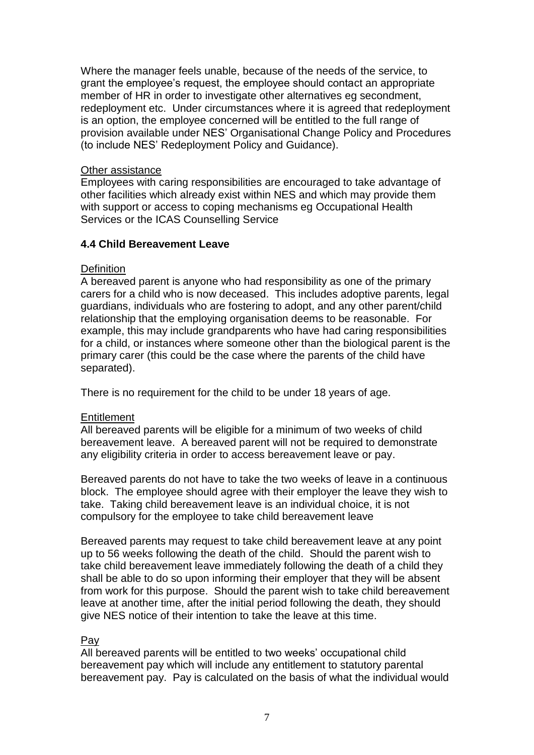Where the manager feels unable, because of the needs of the service, to grant the employee's request, the employee should contact an appropriate member of HR in order to investigate other alternatives eg secondment, redeployment etc. Under circumstances where it is agreed that redeployment is an option, the employee concerned will be entitled to the full range of provision available under NES' Organisational Change Policy and Procedures (to include NES' Redeployment Policy and Guidance).

Other assistance

Employees with caring responsibilities are encouraged to take advantage of other facilities which already exist within NES and which may provide them with support or access to coping mechanisms eg Occupational Health Services or the ICAS Counselling Service

### 4.4 Child Bereavement Leave

Definition

A bereaved parent is anyone who had responsibility as one of the primary carers for a child who is now deceased. This includes adoptive parents, legal guardians, individuals who are fostering to adopt, and any other parent/child relationship that the employing organisation deems to be reasonable. For example, this may include grandparents who have had caring responsibilities for a child, or instances where someone other than the biological parent is the primary carer (this could be the case where the parents of the child have separated).

There is no requirement for the child to be under 18 years of age.

Entitlement

All bereaved parents will be eligible for a minimum of two weeks of child bereavement leave. A bereaved parent will not be required to demonstrate any eligibility criteria in order to access bereavement leave or pay.

Bereaved parents do not have to take the two weeks of leave in a continuous block. The employee should agree with their employer the leave they wish to take. Taking child bereavement leave is an individual choice, it is not compulsory for the employee to take child bereavement leave

Bereaved parents may request to take child bereavement leave at any point up to 56 weeks following the death of the child. Should the parent wish to take child bereavement leave immediately following the death of a child they shall be able to do so upon informing their employer that they will be absent from work for this purpose. Should the parent wish to take child bereavement leave at another time, after the initial period following the death, they should give NES notice of their intention to take the leave at this time.

Pay

All bereaved parents will be entitled to two weeks' occupational child bereavement pay which will include any entitlement to statutory parental bereavement pay. Pay is calculated on the basis of what the individual would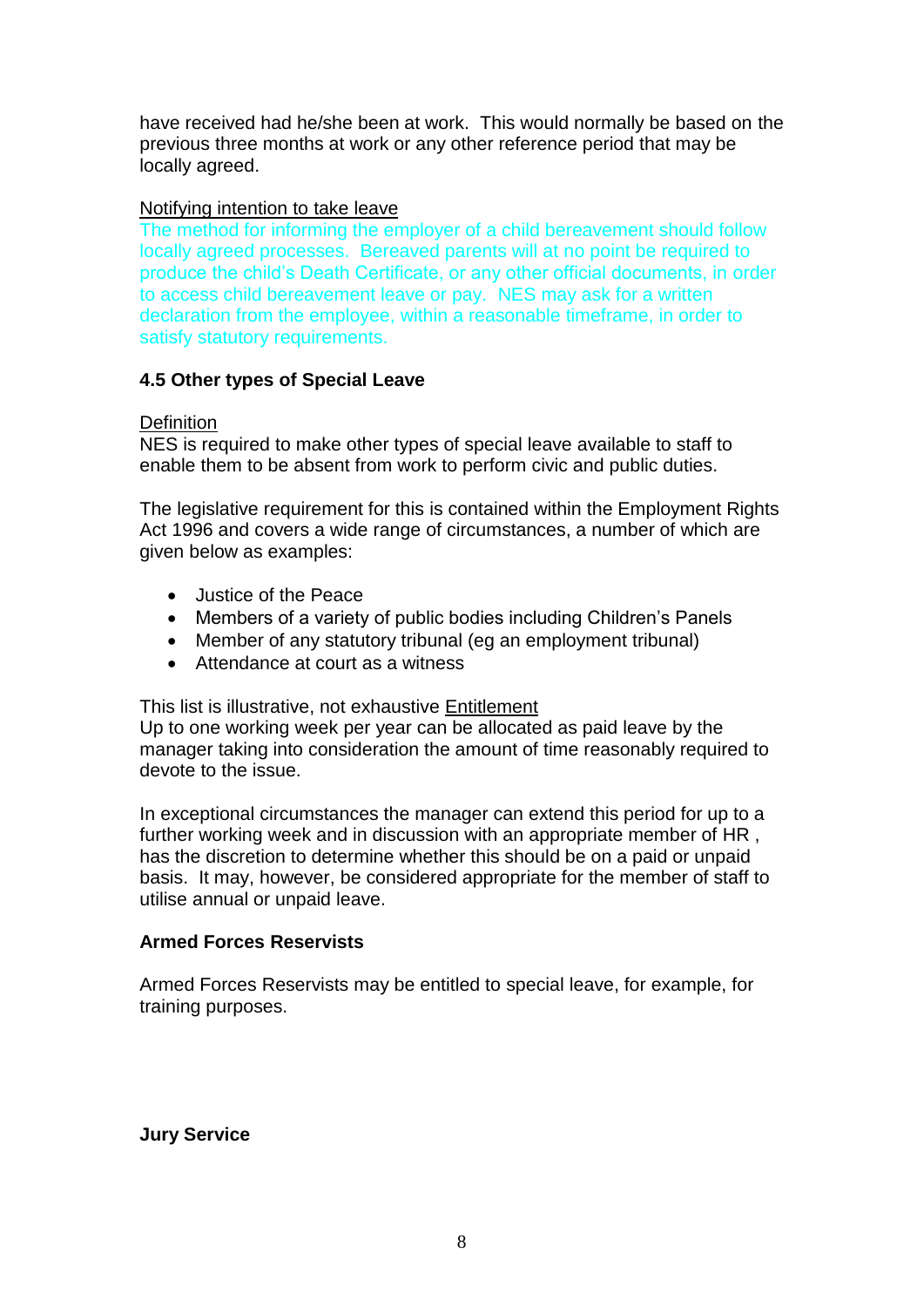have received had he/she been at work. This would normally be based on the previous three months at work or any other reference period that may be locally agreed.

Notifying intention to take leave

The method for informing the employer of a child bereavement should follow locally agreed processes. Bereaved parents will at no point be required to produce the child's Death Certificate, or any other official documents, in order to access child bereavement leave or pay. NES may ask for a written declaration from the employee, within a reasonable timeframe, in order to satisfy statutory requirements.

### 4.5 Other types of Special Leave

Definition

NES is required to make other types of special leave available to staff to enable them to be absent from work to perform civic and public duties.

The legislative requirement for this is contained within the Employment Rights Act 1996 and covers a wide range of circumstances, a number of which are given below as examples:

- Justice of the Peace
- Members of a variety of public bodies including Children's Panels
- Member of any statutory tribunal (eg an employment tribunal)
- Attendance at court as a witness

This list is illustrative, not exhaustive Entitlement

Up to one working week per year can be allocated as paid leave by the manager taking into consideration the amount of time reasonably required to devote to the issue.

In exceptional circumstances the manager can extend this period for up to a further working week and in discussion with an appropriate member of HR , has the discretion to determine whether this should be on a paid or unpaid basis. It may, however, be considered appropriate for the member of staff to utilise annual or unpaid leave.

**Armed Forces Reservists**

Armed Forces Reservists may be entitled to special leave, for example, for training purposes.

**Jury Service**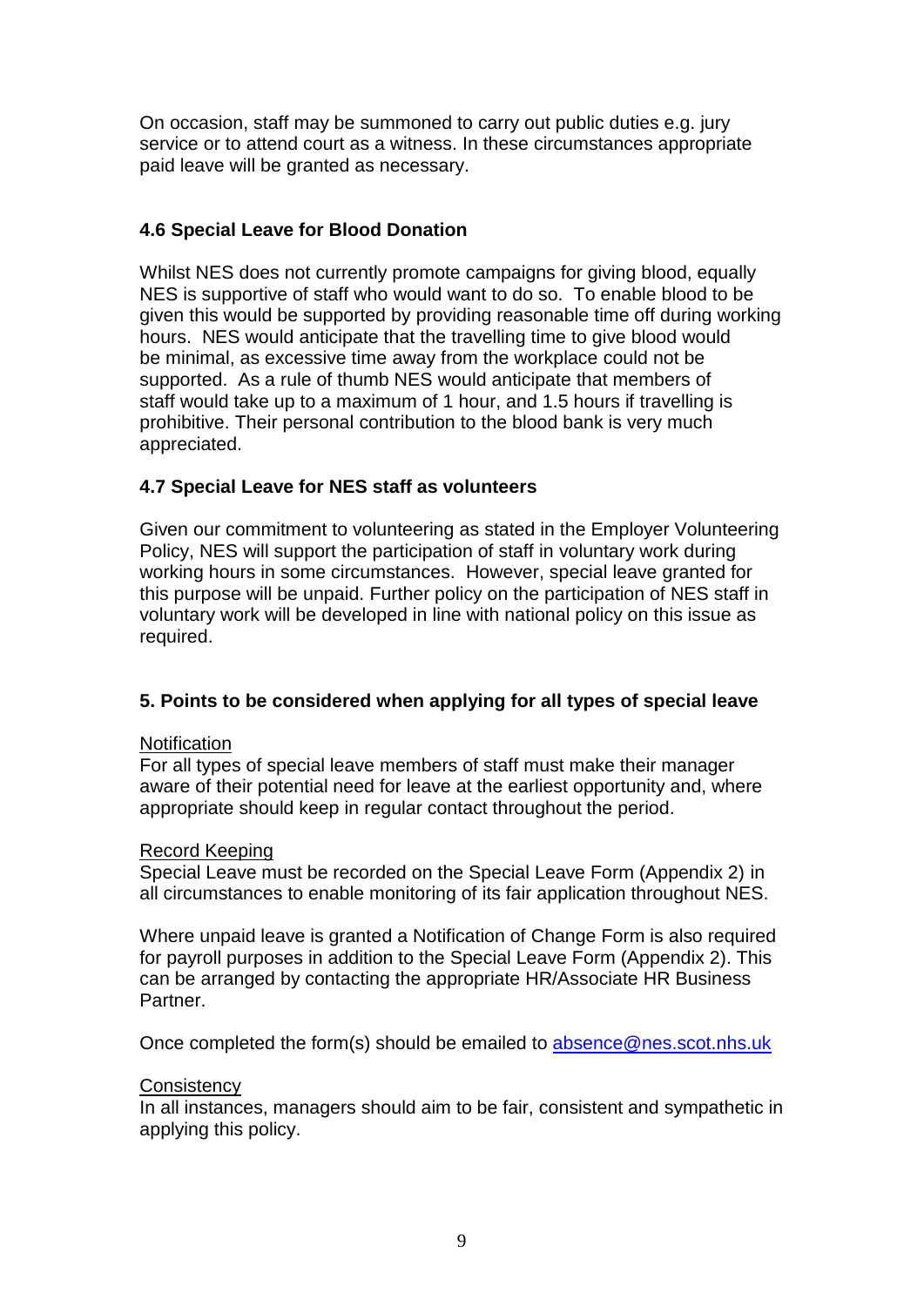On occasion, staff may be summoned to carry out public duties e.g. jury service or to attend court as a witness. In these circumstances appropriate paid leave will be granted as necessary.

### 4.6 Special Leave for Blood Donation

Whilst NES does not currently promote campaigns for giving blood, equally NES is supportive of staff who would want to do so. To enable blood to be given this would be supported by providing reasonable time off during working hours. NES would anticipate that the travelling time to give blood would be minimal, as excessive time away from the workplace could not be supported. As a rule of thumb NES would anticipate that members of staff would take up to a maximum of 1 hour, and 1.5 hours if travelling is prohibitive. Their personal contribution to the blood bank is very much appreciated.

### 4.7 Special Leave for NES staff as volunteers

Given our commitment to volunteering as stated in the Employer Volunteering Policy, NES will support the participation of staff in voluntary work during working hours in some circumstances. However, special leave granted for this purpose will be unpaid. Further policy on the participation of NES staff in voluntary work will be developed in line with national policy on this issue as required.

## 5. Points to be considered when applying for all types of special leave

<u>Notification</u>
For all types of special leave members of staff must make their manager aware of their potential need for leave at the earliest opportunity and, where appropriate should keep in regular contact throughout the period.

<u>Record Keeping</u>
Special Leave must be recorded on the Special Leave Form (Appendix 2) in all circumstances to enable monitoring of its fair application throughout NES.

Where unpaid leave is granted a Notification of Change Form is also required for payroll purposes in addition to the Special Leave Form (Appendix 2). This can be arranged by contacting the appropriate HR/Associate HR Business Partner.

Once completed the form(s) should be emailed to absence@nes.scot.nhs.uk

<u>Consistency</u>
In all instances, managers should aim to be fair, consistent and sympathetic in applying this policy.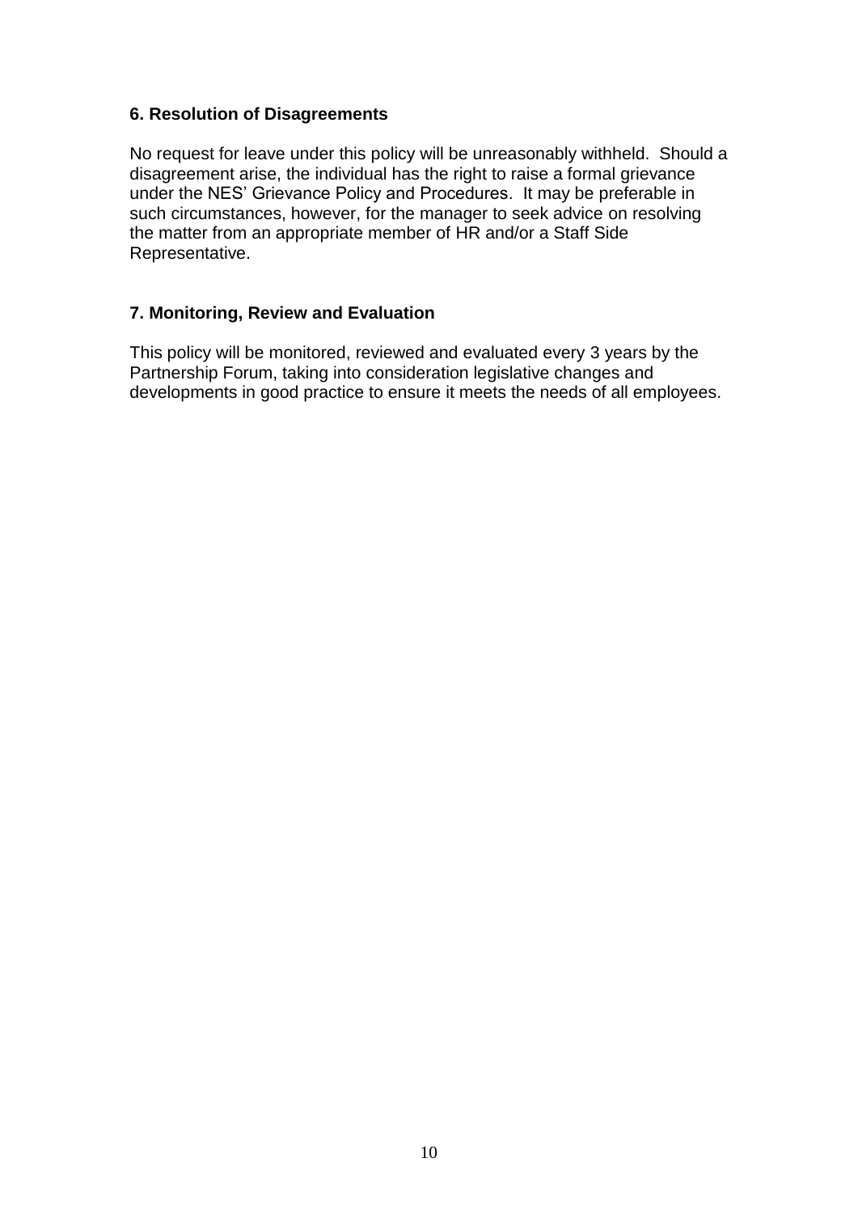## 6. Resolution of Disagreements

No request for leave under this policy will be unreasonably withheld. Should a disagreement arise, the individual has the right to raise a formal grievance under the NES' Grievance Policy and Procedures. It may be preferable in such circumstances, however, for the manager to seek advice on resolving the matter from an appropriate member of HR and/or a Staff Side Representative.

## 7. Monitoring, Review and Evaluation

This policy will be monitored, reviewed and evaluated every 3 years by the Partnership Forum, taking into consideration legislative changes and developments in good practice to ensure it meets the needs of all employees.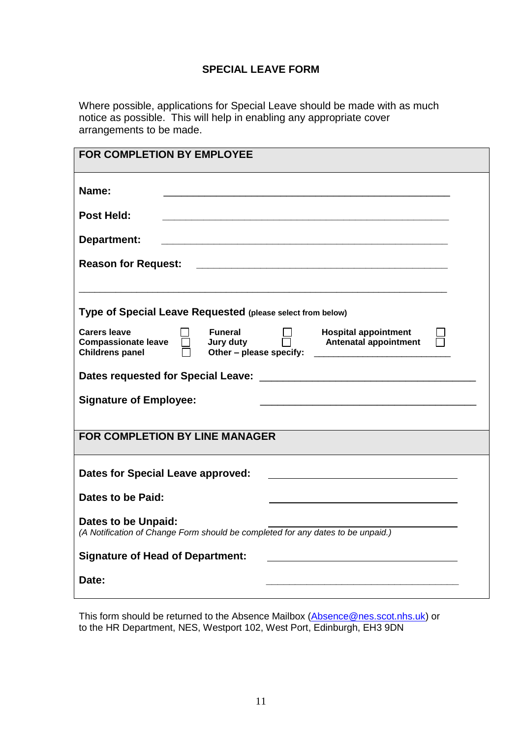# SPECIAL LEAVE FORM

Where possible, applications for Special Leave should be made with as much notice as possible. This will help in enabling any appropriate cover arrangements to be made.

## FOR COMPLETION BY EMPLOYEE

**Name:** ____________________________________________________

**Post Held:** ____________________________________________________

**Department:** ____________________________________________________

**Reason for Request:** ____________________________________________

______________________________________________________________________

**Type of Special Leave Requested** **(please select from below)**

| | | | | | |
|---|---|---|---|---|---|
| **Carers leave** | ☐ | **Funeral** | ☐ | **Hospital appointment** | ☐ |
| **Compassionate leave** | ☐ | **Jury duty** | ☐ | **Antenatal appointment** | ☐ |
| **Childrens panel** | ☐ | **Other – please specify:** | _______________________ | | |

**Dates requested for Special Leave:** _________________________________

**Signature of Employee:** _________________________________

## FOR COMPLETION BY LINE MANAGER

**Dates for Special Leave approved:** _________________________________

**Dates to be Paid:** _________________________________

**Dates to be Unpaid:** _________________________________
*(A Notification of Change Form should be completed for any dates to be unpaid.)*

**Signature of Head of Department:** _________________________________

**Date:** _________________________________

This form should be returned to the Absence Mailbox (Absence@nes.scot.nhs.uk) or to the HR Department, NES, Westport 102, West Port, Edinburgh, EH3 9DN